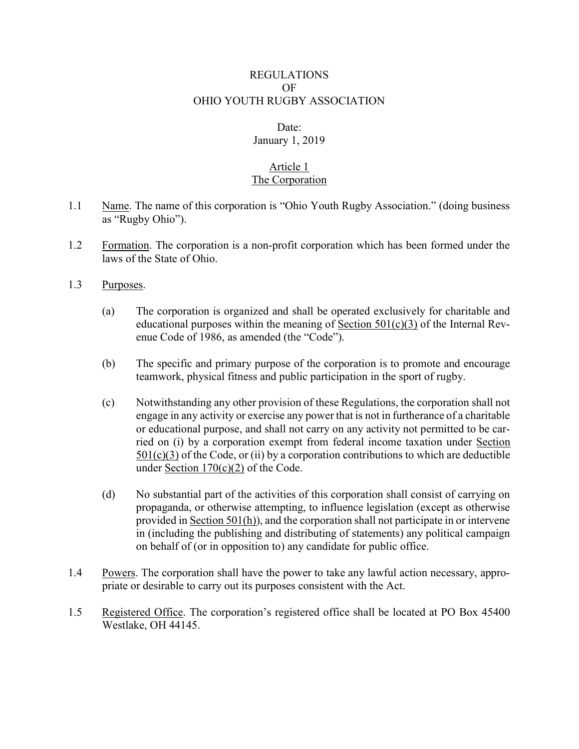# REGULATIONS
# OF
# OHIO YOUTH RUGBY ASSOCIATION

Date:
January 1, 2019

## Article 1
## The Corporation

1.1 Name. The name of this corporation is "Ohio Youth Rugby Association." (doing business as "Rugby Ohio").

1.2 Formation. The corporation is a non-profit corporation which has been formed under the laws of the State of Ohio.

1.3 Purposes.

(a) The corporation is organized and shall be operated exclusively for charitable and educational purposes within the meaning of Section 501(c)(3) of the Internal Revenue Code of 1986, as amended (the "Code").

(b) The specific and primary purpose of the corporation is to promote and encourage teamwork, physical fitness and public participation in the sport of rugby.

(c) Notwithstanding any other provision of these Regulations, the corporation shall not engage in any activity or exercise any power that is not in furtherance of a charitable or educational purpose, and shall not carry on any activity not permitted to be carried on (i) by a corporation exempt from federal income taxation under Section 501(c)(3) of the Code, or (ii) by a corporation contributions to which are deductible under Section 170(c)(2) of the Code.

(d) No substantial part of the activities of this corporation shall consist of carrying on propaganda, or otherwise attempting, to influence legislation (except as otherwise provided in Section 501(h)), and the corporation shall not participate in or intervene in (including the publishing and distributing of statements) any political campaign on behalf of (or in opposition to) any candidate for public office.

1.4 Powers. The corporation shall have the power to take any lawful action necessary, appropriate or desirable to carry out its purposes consistent with the Act.

1.5 Registered Office. The corporation's registered office shall be located at PO Box 45400 Westlake, OH 44145.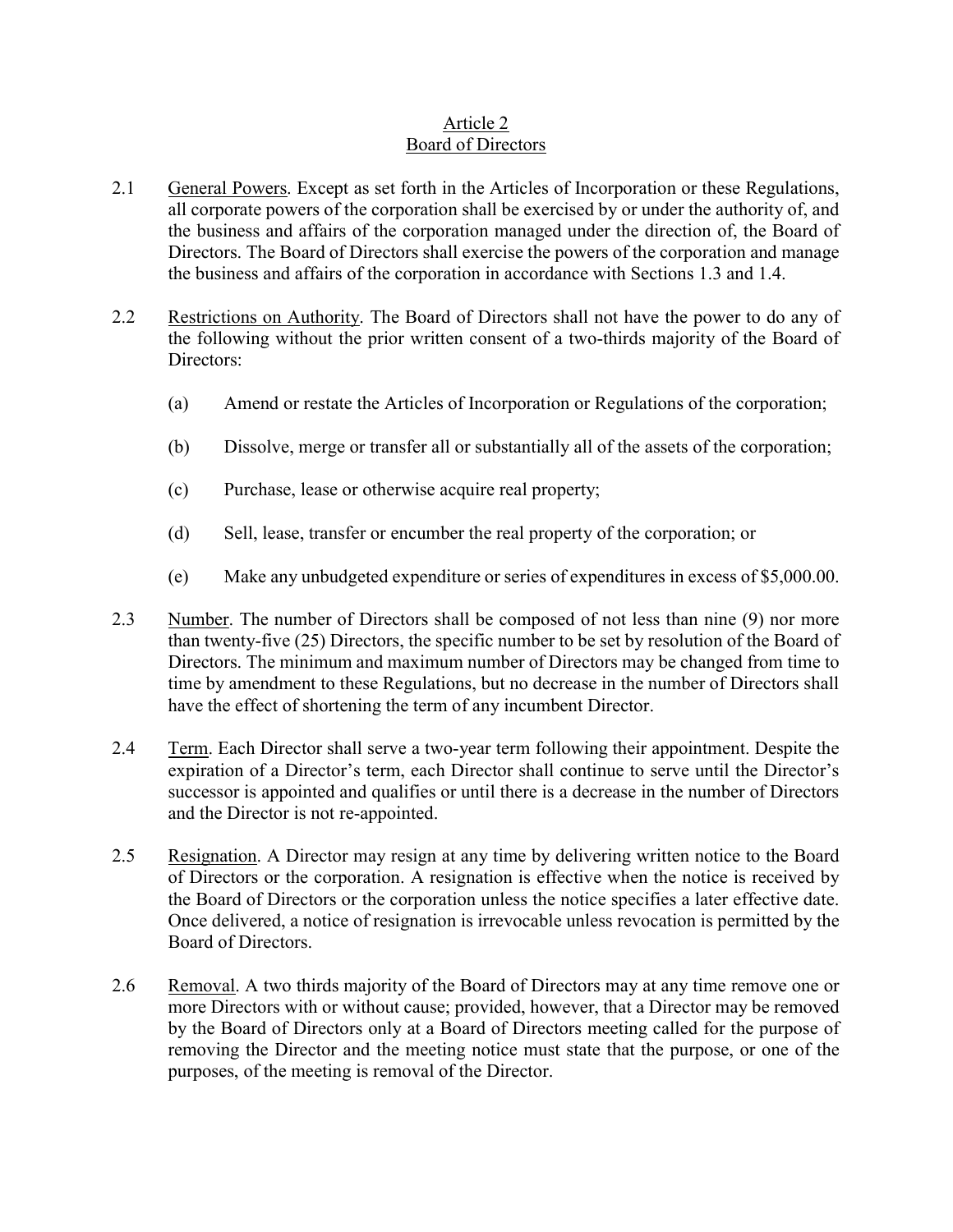# Article 2
## Board of Directors

2.1 General Powers. Except as set forth in the Articles of Incorporation or these Regulations, all corporate powers of the corporation shall be exercised by or under the authority of, and the business and affairs of the corporation managed under the direction of, the Board of Directors. The Board of Directors shall exercise the powers of the corporation and manage the business and affairs of the corporation in accordance with Sections 1.3 and 1.4.

2.2 Restrictions on Authority. The Board of Directors shall not have the power to do any of the following without the prior written consent of a two-thirds majority of the Board of Directors:

(a) Amend or restate the Articles of Incorporation or Regulations of the corporation;

(b) Dissolve, merge or transfer all or substantially all of the assets of the corporation;

(c) Purchase, lease or otherwise acquire real property;

(d) Sell, lease, transfer or encumber the real property of the corporation; or

(e) Make any unbudgeted expenditure or series of expenditures in excess of $5,000.00.

2.3 Number. The number of Directors shall be composed of not less than nine (9) nor more than twenty-five (25) Directors, the specific number to be set by resolution of the Board of Directors. The minimum and maximum number of Directors may be changed from time to time by amendment to these Regulations, but no decrease in the number of Directors shall have the effect of shortening the term of any incumbent Director.

2.4 Term. Each Director shall serve a two-year term following their appointment. Despite the expiration of a Director's term, each Director shall continue to serve until the Director's successor is appointed and qualifies or until there is a decrease in the number of Directors and the Director is not re-appointed.

2.5 Resignation. A Director may resign at any time by delivering written notice to the Board of Directors or the corporation. A resignation is effective when the notice is received by the Board of Directors or the corporation unless the notice specifies a later effective date. Once delivered, a notice of resignation is irrevocable unless revocation is permitted by the Board of Directors.

2.6 Removal. A two thirds majority of the Board of Directors may at any time remove one or more Directors with or without cause; provided, however, that a Director may be removed by the Board of Directors only at a Board of Directors meeting called for the purpose of removing the Director and the meeting notice must state that the purpose, or one of the purposes, of the meeting is removal of the Director.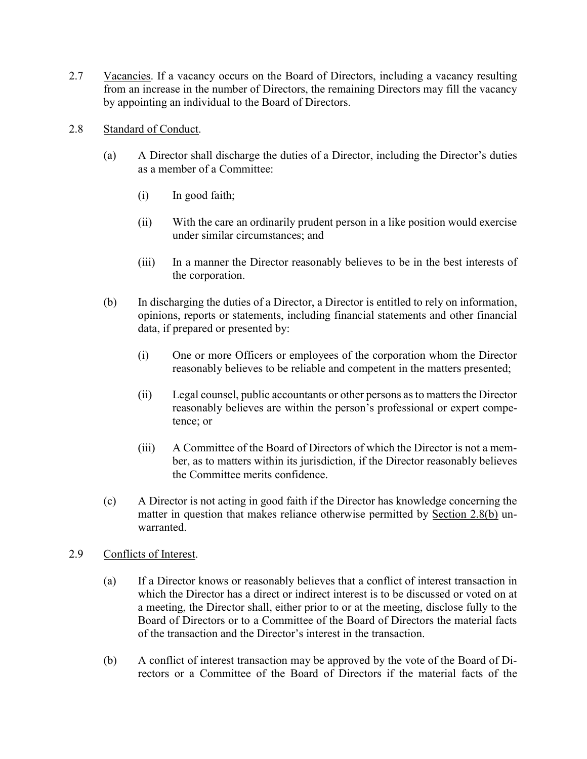2.7 <u>Vacancies</u>. If a vacancy occurs on the Board of Directors, including a vacancy resulting from an increase in the number of Directors, the remaining Directors may fill the vacancy by appointing an individual to the Board of Directors.

2.8 <u>Standard of Conduct</u>.

(a) A Director shall discharge the duties of a Director, including the Director's duties as a member of a Committee:

(i) In good faith;

(ii) With the care an ordinarily prudent person in a like position would exercise under similar circumstances; and

(iii) In a manner the Director reasonably believes to be in the best interests of the corporation.

(b) In discharging the duties of a Director, a Director is entitled to rely on information, opinions, reports or statements, including financial statements and other financial data, if prepared or presented by:

(i) One or more Officers or employees of the corporation whom the Director reasonably believes to be reliable and competent in the matters presented;

(ii) Legal counsel, public accountants or other persons as to matters the Director reasonably believes are within the person's professional or expert competence; or

(iii) A Committee of the Board of Directors of which the Director is not a member, as to matters within its jurisdiction, if the Director reasonably believes the Committee merits confidence.

(c) A Director is not acting in good faith if the Director has knowledge concerning the matter in question that makes reliance otherwise permitted by <u>Section 2.8(b)</u> unwarranted.

2.9 <u>Conflicts of Interest</u>.

(a) If a Director knows or reasonably believes that a conflict of interest transaction in which the Director has a direct or indirect interest is to be discussed or voted on at a meeting, the Director shall, either prior to or at the meeting, disclose fully to the Board of Directors or to a Committee of the Board of Directors the material facts of the transaction and the Director's interest in the transaction.

(b) A conflict of interest transaction may be approved by the vote of the Board of Directors or a Committee of the Board of Directors if the material facts of the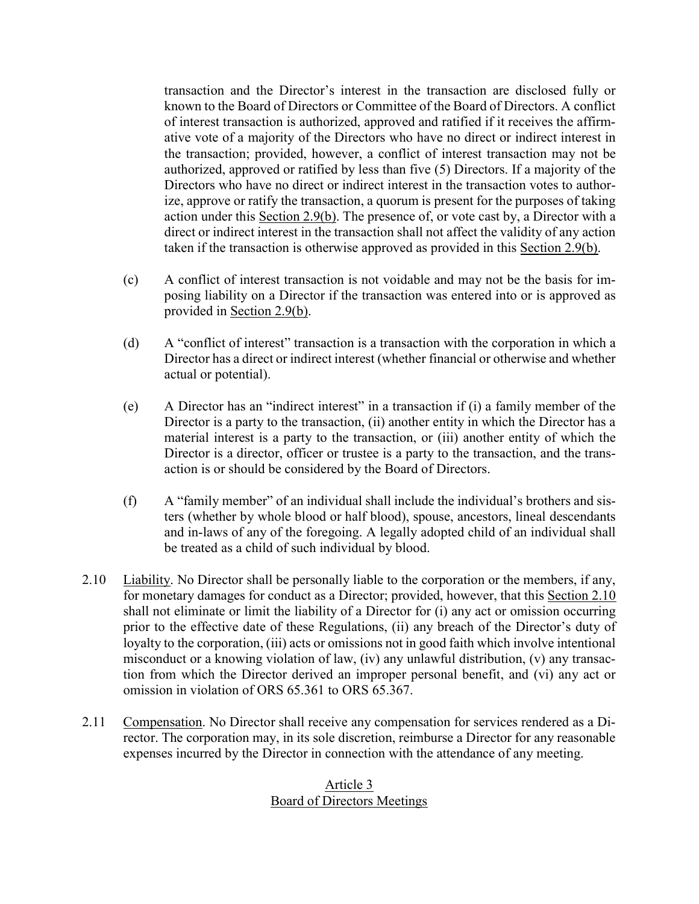transaction and the Director's interest in the transaction are disclosed fully or known to the Board of Directors or Committee of the Board of Directors. A conflict of interest transaction is authorized, approved and ratified if it receives the affirmative vote of a majority of the Directors who have no direct or indirect interest in the transaction; provided, however, a conflict of interest transaction may not be authorized, approved or ratified by less than five (5) Directors. If a majority of the Directors who have no direct or indirect interest in the transaction votes to authorize, approve or ratify the transaction, a quorum is present for the purposes of taking action under this Section 2.9(b). The presence of, or vote cast by, a Director with a direct or indirect interest in the transaction shall not affect the validity of any action taken if the transaction is otherwise approved as provided in this Section 2.9(b).

(c) A conflict of interest transaction is not voidable and may not be the basis for imposing liability on a Director if the transaction was entered into or is approved as provided in Section 2.9(b).

(d) A "conflict of interest" transaction is a transaction with the corporation in which a Director has a direct or indirect interest (whether financial or otherwise and whether actual or potential).

(e) A Director has an "indirect interest" in a transaction if (i) a family member of the Director is a party to the transaction, (ii) another entity in which the Director has a material interest is a party to the transaction, or (iii) another entity of which the Director is a director, officer or trustee is a party to the transaction, and the transaction is or should be considered by the Board of Directors.

(f) A "family member" of an individual shall include the individual's brothers and sisters (whether by whole blood or half blood), spouse, ancestors, lineal descendants and in-laws of any of the foregoing. A legally adopted child of an individual shall be treated as a child of such individual by blood.

2.10 Liability. No Director shall be personally liable to the corporation or the members, if any, for monetary damages for conduct as a Director; provided, however, that this Section 2.10 shall not eliminate or limit the liability of a Director for (i) any act or omission occurring prior to the effective date of these Regulations, (ii) any breach of the Director's duty of loyalty to the corporation, (iii) acts or omissions not in good faith which involve intentional misconduct or a knowing violation of law, (iv) any unlawful distribution, (v) any transaction from which the Director derived an improper personal benefit, and (vi) any act or omission in violation of ORS 65.361 to ORS 65.367.

2.11 Compensation. No Director shall receive any compensation for services rendered as a Director. The corporation may, in its sole discretion, reimburse a Director for any reasonable expenses incurred by the Director in connection with the attendance of any meeting.

## Article 3
## Board of Directors Meetings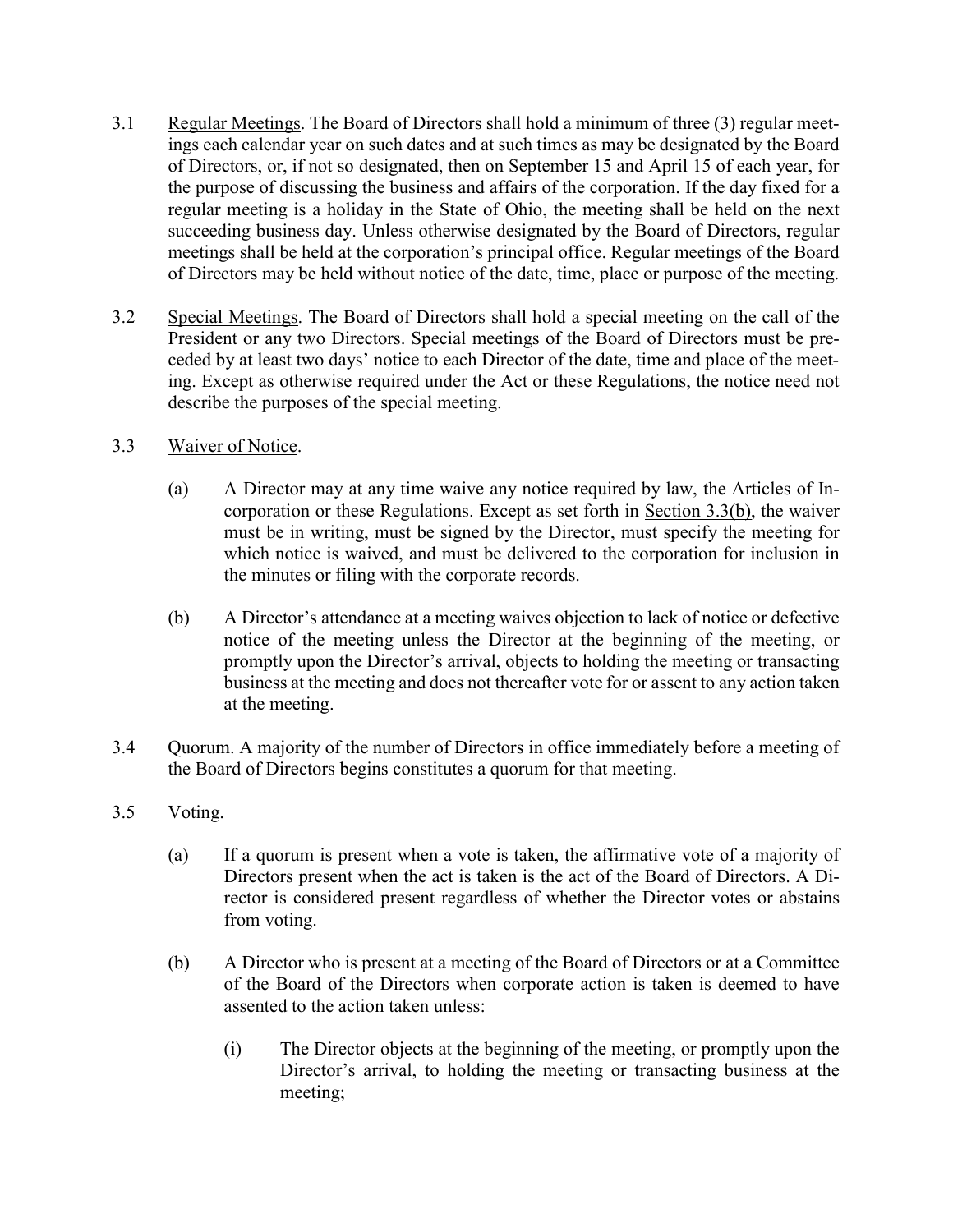3.1 Regular Meetings. The Board of Directors shall hold a minimum of three (3) regular meetings each calendar year on such dates and at such times as may be designated by the Board of Directors, or, if not so designated, then on September 15 and April 15 of each year, for the purpose of discussing the business and affairs of the corporation. If the day fixed for a regular meeting is a holiday in the State of Ohio, the meeting shall be held on the next succeeding business day. Unless otherwise designated by the Board of Directors, regular meetings shall be held at the corporation's principal office. Regular meetings of the Board of Directors may be held without notice of the date, time, place or purpose of the meeting.

3.2 Special Meetings. The Board of Directors shall hold a special meeting on the call of the President or any two Directors. Special meetings of the Board of Directors must be preceded by at least two days' notice to each Director of the date, time and place of the meeting. Except as otherwise required under the Act or these Regulations, the notice need not describe the purposes of the special meeting.

3.3 Waiver of Notice.

(a) A Director may at any time waive any notice required by law, the Articles of Incorporation or these Regulations. Except as set forth in Section 3.3(b), the waiver must be in writing, must be signed by the Director, must specify the meeting for which notice is waived, and must be delivered to the corporation for inclusion in the minutes or filing with the corporate records.

(b) A Director's attendance at a meeting waives objection to lack of notice or defective notice of the meeting unless the Director at the beginning of the meeting, or promptly upon the Director's arrival, objects to holding the meeting or transacting business at the meeting and does not thereafter vote for or assent to any action taken at the meeting.

3.4 Quorum. A majority of the number of Directors in office immediately before a meeting of the Board of Directors begins constitutes a quorum for that meeting.

3.5 Voting.

(a) If a quorum is present when a vote is taken, the affirmative vote of a majority of Directors present when the act is taken is the act of the Board of Directors. A Director is considered present regardless of whether the Director votes or abstains from voting.

(b) A Director who is present at a meeting of the Board of Directors or at a Committee of the Board of the Directors when corporate action is taken is deemed to have assented to the action taken unless:

(i) The Director objects at the beginning of the meeting, or promptly upon the Director's arrival, to holding the meeting or transacting business at the meeting;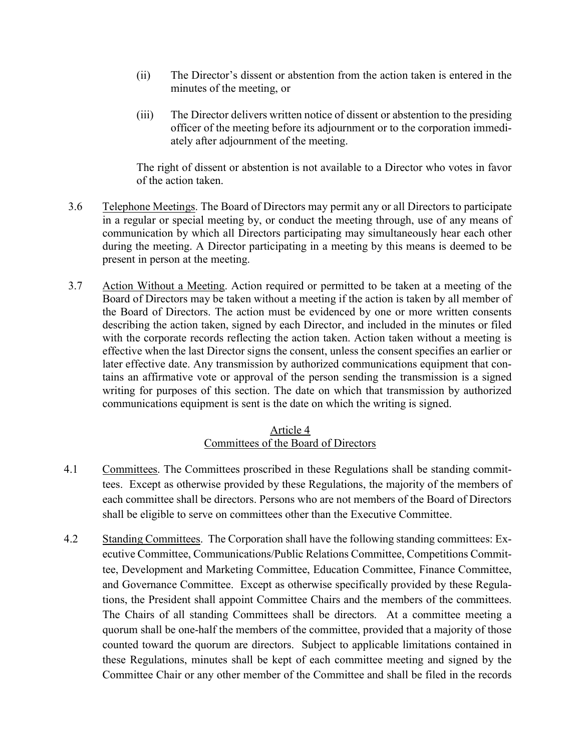(ii) The Director's dissent or abstention from the action taken is entered in the minutes of the meeting, or

(iii) The Director delivers written notice of dissent or abstention to the presiding officer of the meeting before its adjournment or to the corporation immediately after adjournment of the meeting.

The right of dissent or abstention is not available to a Director who votes in favor of the action taken.

3.6 Telephone Meetings. The Board of Directors may permit any or all Directors to participate in a regular or special meeting by, or conduct the meeting through, use of any means of communication by which all Directors participating may simultaneously hear each other during the meeting. A Director participating in a meeting by this means is deemed to be present in person at the meeting.

3.7 Action Without a Meeting. Action required or permitted to be taken at a meeting of the Board of Directors may be taken without a meeting if the action is taken by all member of the Board of Directors. The action must be evidenced by one or more written consents describing the action taken, signed by each Director, and included in the minutes or filed with the corporate records reflecting the action taken. Action taken without a meeting is effective when the last Director signs the consent, unless the consent specifies an earlier or later effective date. Any transmission by authorized communications equipment that contains an affirmative vote or approval of the person sending the transmission is a signed writing for purposes of this section. The date on which that transmission by authorized communications equipment is sent is the date on which the writing is signed.

## Article 4
## Committees of the Board of Directors

4.1 Committees. The Committees proscribed in these Regulations shall be standing committees. Except as otherwise provided by these Regulations, the majority of the members of each committee shall be directors. Persons who are not members of the Board of Directors shall be eligible to serve on committees other than the Executive Committee.

4.2 Standing Committees. The Corporation shall have the following standing committees: Executive Committee, Communications/Public Relations Committee, Competitions Committee, Development and Marketing Committee, Education Committee, Finance Committee, and Governance Committee. Except as otherwise specifically provided by these Regulations, the President shall appoint Committee Chairs and the members of the committees. The Chairs of all standing Committees shall be directors. At a committee meeting a quorum shall be one-half the members of the committee, provided that a majority of those counted toward the quorum are directors. Subject to applicable limitations contained in these Regulations, minutes shall be kept of each committee meeting and signed by the Committee Chair or any other member of the Committee and shall be filed in the records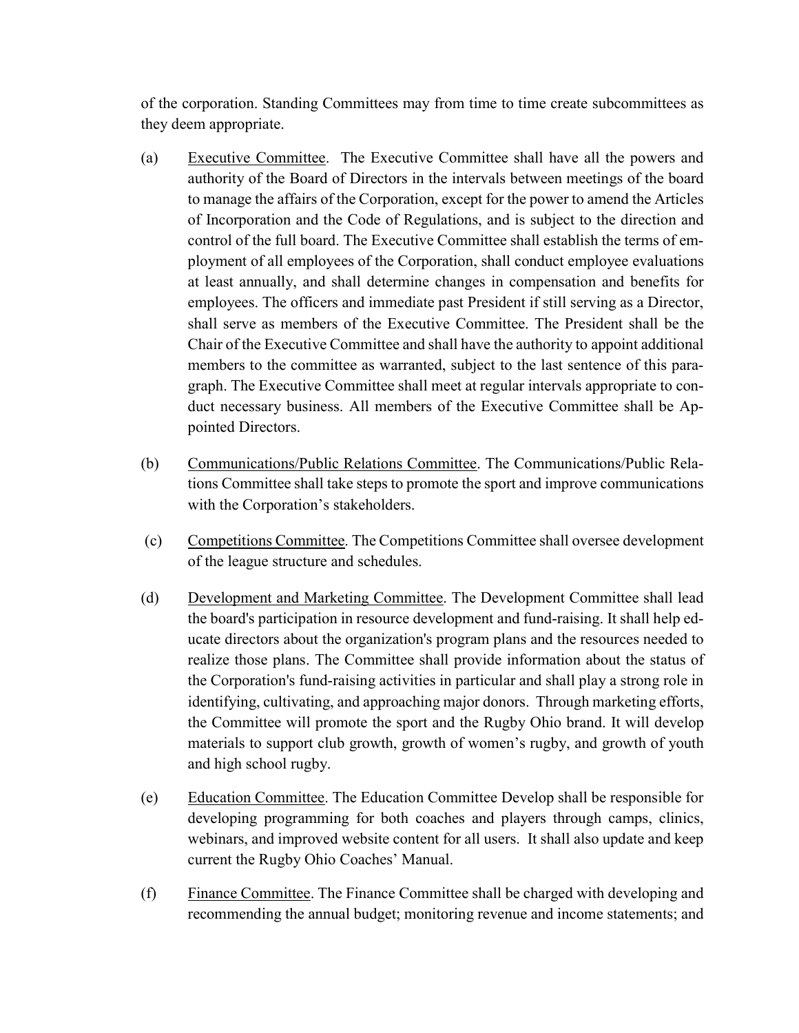of the corporation. Standing Committees may from time to time create subcommittees as they deem appropriate.

(a) Executive Committee. The Executive Committee shall have all the powers and authority of the Board of Directors in the intervals between meetings of the board to manage the affairs of the Corporation, except for the power to amend the Articles of Incorporation and the Code of Regulations, and is subject to the direction and control of the full board. The Executive Committee shall establish the terms of employment of all employees of the Corporation, shall conduct employee evaluations at least annually, and shall determine changes in compensation and benefits for employees. The officers and immediate past President if still serving as a Director, shall serve as members of the Executive Committee. The President shall be the Chair of the Executive Committee and shall have the authority to appoint additional members to the committee as warranted, subject to the last sentence of this paragraph. The Executive Committee shall meet at regular intervals appropriate to conduct necessary business. All members of the Executive Committee shall be Appointed Directors.

(b) Communications/Public Relations Committee. The Communications/Public Relations Committee shall take steps to promote the sport and improve communications with the Corporation's stakeholders.

(c) Competitions Committee. The Competitions Committee shall oversee development of the league structure and schedules.

(d) Development and Marketing Committee. The Development Committee shall lead the board's participation in resource development and fund-raising. It shall help educate directors about the organization's program plans and the resources needed to realize those plans. The Committee shall provide information about the status of the Corporation's fund-raising activities in particular and shall play a strong role in identifying, cultivating, and approaching major donors. Through marketing efforts, the Committee will promote the sport and the Rugby Ohio brand. It will develop materials to support club growth, growth of women's rugby, and growth of youth and high school rugby.

(e) Education Committee. The Education Committee Develop shall be responsible for developing programming for both coaches and players through camps, clinics, webinars, and improved website content for all users. It shall also update and keep current the Rugby Ohio Coaches' Manual.

(f) Finance Committee. The Finance Committee shall be charged with developing and recommending the annual budget; monitoring revenue and income statements; and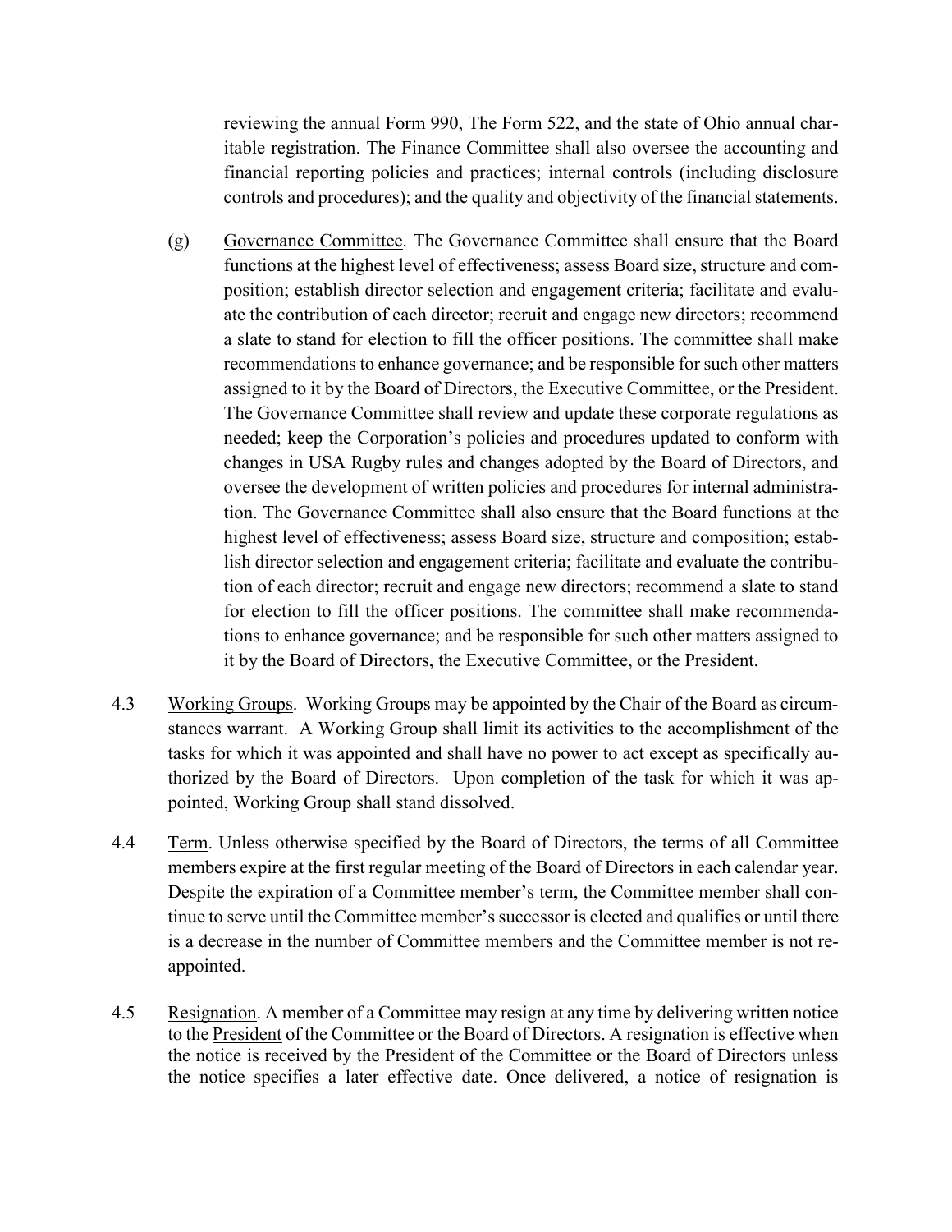reviewing the annual Form 990, The Form 522, and the state of Ohio annual charitable registration. The Finance Committee shall also oversee the accounting and financial reporting policies and practices; internal controls (including disclosure controls and procedures); and the quality and objectivity of the financial statements.

(g) Governance Committee. The Governance Committee shall ensure that the Board functions at the highest level of effectiveness; assess Board size, structure and composition; establish director selection and engagement criteria; facilitate and evaluate the contribution of each director; recruit and engage new directors; recommend a slate to stand for election to fill the officer positions. The committee shall make recommendations to enhance governance; and be responsible for such other matters assigned to it by the Board of Directors, the Executive Committee, or the President. The Governance Committee shall review and update these corporate regulations as needed; keep the Corporation's policies and procedures updated to conform with changes in USA Rugby rules and changes adopted by the Board of Directors, and oversee the development of written policies and procedures for internal administration. The Governance Committee shall also ensure that the Board functions at the highest level of effectiveness; assess Board size, structure and composition; establish director selection and engagement criteria; facilitate and evaluate the contribution of each director; recruit and engage new directors; recommend a slate to stand for election to fill the officer positions. The committee shall make recommendations to enhance governance; and be responsible for such other matters assigned to it by the Board of Directors, the Executive Committee, or the President.

4.3 Working Groups. Working Groups may be appointed by the Chair of the Board as circumstances warrant. A Working Group shall limit its activities to the accomplishment of the tasks for which it was appointed and shall have no power to act except as specifically authorized by the Board of Directors. Upon completion of the task for which it was appointed, Working Group shall stand dissolved.

4.4 Term. Unless otherwise specified by the Board of Directors, the terms of all Committee members expire at the first regular meeting of the Board of Directors in each calendar year. Despite the expiration of a Committee member's term, the Committee member shall continue to serve until the Committee member's successor is elected and qualifies or until there is a decrease in the number of Committee members and the Committee member is not reappointed.

4.5 Resignation. A member of a Committee may resign at any time by delivering written notice to the President of the Committee or the Board of Directors. A resignation is effective when the notice is received by the President of the Committee or the Board of Directors unless the notice specifies a later effective date. Once delivered, a notice of resignation is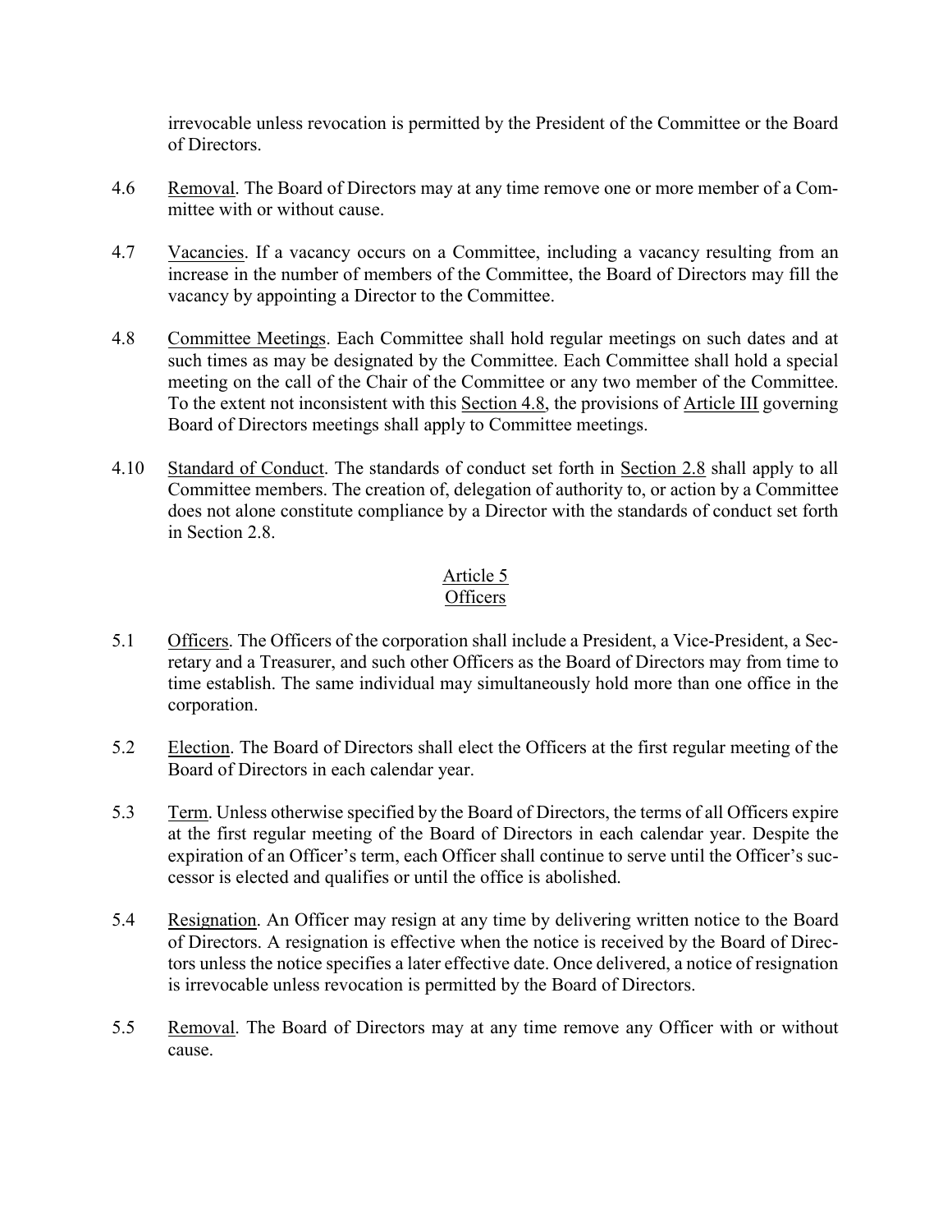irrevocable unless revocation is permitted by the President of the Committee or the Board of Directors.

4.6 Removal. The Board of Directors may at any time remove one or more member of a Committee with or without cause.

4.7 Vacancies. If a vacancy occurs on a Committee, including a vacancy resulting from an increase in the number of members of the Committee, the Board of Directors may fill the vacancy by appointing a Director to the Committee.

4.8 Committee Meetings. Each Committee shall hold regular meetings on such dates and at such times as may be designated by the Committee. Each Committee shall hold a special meeting on the call of the Chair of the Committee or any two member of the Committee. To the extent not inconsistent with this Section 4.8, the provisions of Article III governing Board of Directors meetings shall apply to Committee meetings.

4.10 Standard of Conduct. The standards of conduct set forth in Section 2.8 shall apply to all Committee members. The creation of, delegation of authority to, or action by a Committee does not alone constitute compliance by a Director with the standards of conduct set forth in Section 2.8.

## Article 5
## Officers

5.1 Officers. The Officers of the corporation shall include a President, a Vice-President, a Secretary and a Treasurer, and such other Officers as the Board of Directors may from time to time establish. The same individual may simultaneously hold more than one office in the corporation.

5.2 Election. The Board of Directors shall elect the Officers at the first regular meeting of the Board of Directors in each calendar year.

5.3 Term. Unless otherwise specified by the Board of Directors, the terms of all Officers expire at the first regular meeting of the Board of Directors in each calendar year. Despite the expiration of an Officer's term, each Officer shall continue to serve until the Officer's successor is elected and qualifies or until the office is abolished.

5.4 Resignation. An Officer may resign at any time by delivering written notice to the Board of Directors. A resignation is effective when the notice is received by the Board of Directors unless the notice specifies a later effective date. Once delivered, a notice of resignation is irrevocable unless revocation is permitted by the Board of Directors.

5.5 Removal. The Board of Directors may at any time remove any Officer with or without cause.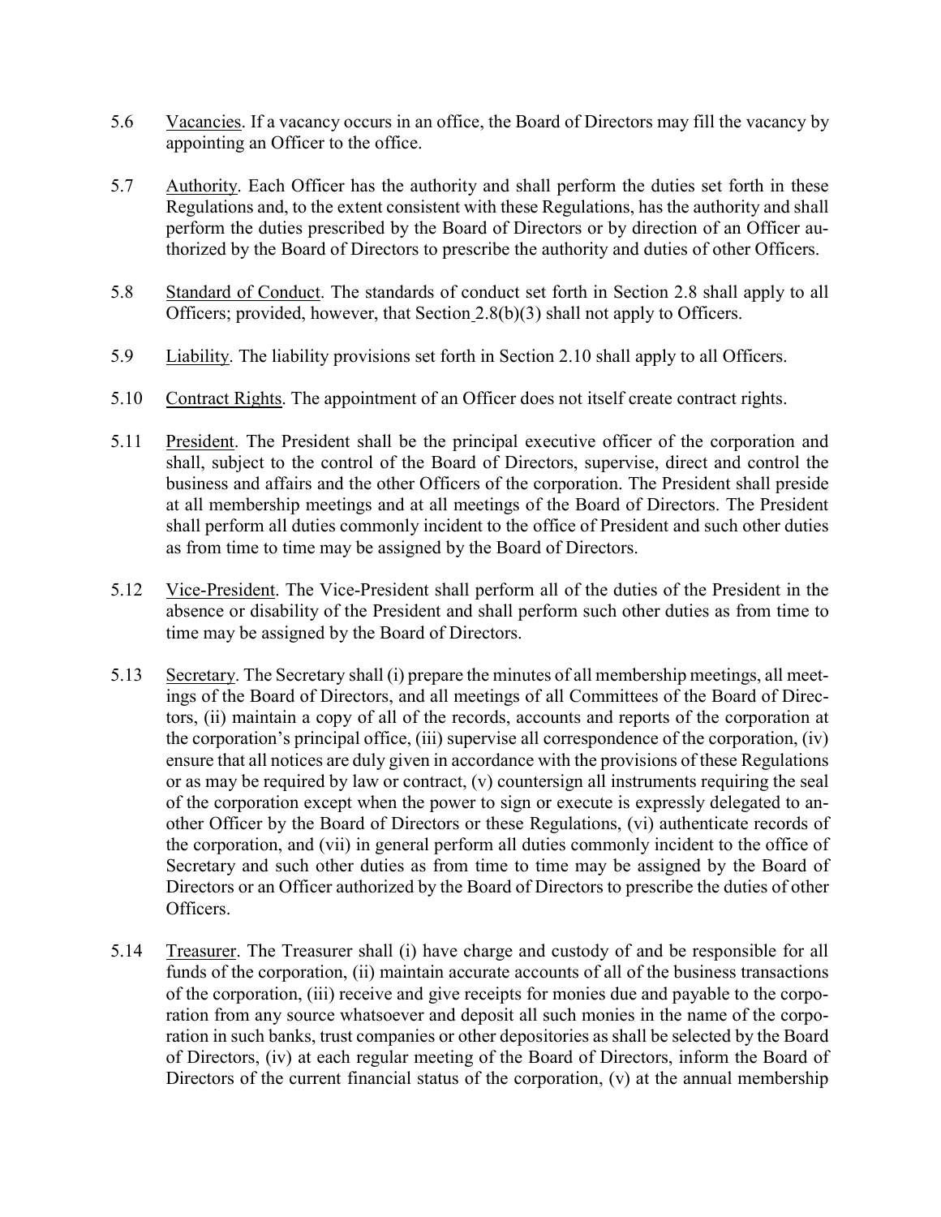5.6 Vacancies. If a vacancy occurs in an office, the Board of Directors may fill the vacancy by appointing an Officer to the office.

5.7 Authority. Each Officer has the authority and shall perform the duties set forth in these Regulations and, to the extent consistent with these Regulations, has the authority and shall perform the duties prescribed by the Board of Directors or by direction of an Officer authorized by the Board of Directors to prescribe the authority and duties of other Officers.

5.8 Standard of Conduct. The standards of conduct set forth in Section 2.8 shall apply to all Officers; provided, however, that Section 2.8(b)(3) shall not apply to Officers.

5.9 Liability. The liability provisions set forth in Section 2.10 shall apply to all Officers.

5.10 Contract Rights. The appointment of an Officer does not itself create contract rights.

5.11 President. The President shall be the principal executive officer of the corporation and shall, subject to the control of the Board of Directors, supervise, direct and control the business and affairs and the other Officers of the corporation. The President shall preside at all membership meetings and at all meetings of the Board of Directors. The President shall perform all duties commonly incident to the office of President and such other duties as from time to time may be assigned by the Board of Directors.

5.12 Vice-President. The Vice-President shall perform all of the duties of the President in the absence or disability of the President and shall perform such other duties as from time to time may be assigned by the Board of Directors.

5.13 Secretary. The Secretary shall (i) prepare the minutes of all membership meetings, all meetings of the Board of Directors, and all meetings of all Committees of the Board of Directors, (ii) maintain a copy of all of the records, accounts and reports of the corporation at the corporation's principal office, (iii) supervise all correspondence of the corporation, (iv) ensure that all notices are duly given in accordance with the provisions of these Regulations or as may be required by law or contract, (v) countersign all instruments requiring the seal of the corporation except when the power to sign or execute is expressly delegated to another Officer by the Board of Directors or these Regulations, (vi) authenticate records of the corporation, and (vii) in general perform all duties commonly incident to the office of Secretary and such other duties as from time to time may be assigned by the Board of Directors or an Officer authorized by the Board of Directors to prescribe the duties of other Officers.

5.14 Treasurer. The Treasurer shall (i) have charge and custody of and be responsible for all funds of the corporation, (ii) maintain accurate accounts of all of the business transactions of the corporation, (iii) receive and give receipts for monies due and payable to the corporation from any source whatsoever and deposit all such monies in the name of the corporation in such banks, trust companies or other depositories as shall be selected by the Board of Directors, (iv) at each regular meeting of the Board of Directors, inform the Board of Directors of the current financial status of the corporation, (v) at the annual membership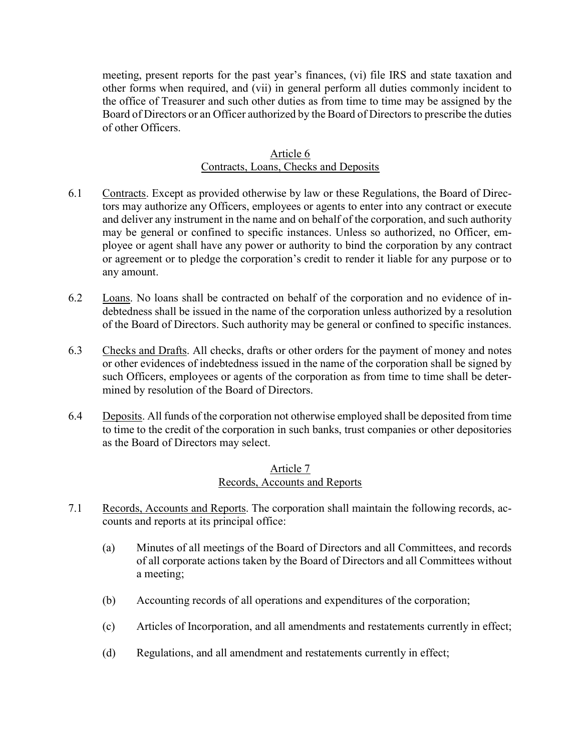meeting, present reports for the past year's finances, (vi) file IRS and state taxation and other forms when required, and (vii) in general perform all duties commonly incident to the office of Treasurer and such other duties as from time to time may be assigned by the Board of Directors or an Officer authorized by the Board of Directors to prescribe the duties of other Officers.

## Article 6
## Contracts, Loans, Checks and Deposits

6.1 Contracts. Except as provided otherwise by law or these Regulations, the Board of Directors may authorize any Officers, employees or agents to enter into any contract or execute and deliver any instrument in the name and on behalf of the corporation, and such authority may be general or confined to specific instances. Unless so authorized, no Officer, employee or agent shall have any power or authority to bind the corporation by any contract or agreement or to pledge the corporation's credit to render it liable for any purpose or to any amount.

6.2 Loans. No loans shall be contracted on behalf of the corporation and no evidence of indebtedness shall be issued in the name of the corporation unless authorized by a resolution of the Board of Directors. Such authority may be general or confined to specific instances.

6.3 Checks and Drafts. All checks, drafts or other orders for the payment of money and notes or other evidences of indebtedness issued in the name of the corporation shall be signed by such Officers, employees or agents of the corporation as from time to time shall be determined by resolution of the Board of Directors.

6.4 Deposits. All funds of the corporation not otherwise employed shall be deposited from time to time to the credit of the corporation in such banks, trust companies or other depositories as the Board of Directors may select.

## Article 7
## Records, Accounts and Reports

7.1 Records, Accounts and Reports. The corporation shall maintain the following records, accounts and reports at its principal office:

(a) Minutes of all meetings of the Board of Directors and all Committees, and records of all corporate actions taken by the Board of Directors and all Committees without a meeting;

(b) Accounting records of all operations and expenditures of the corporation;

(c) Articles of Incorporation, and all amendments and restatements currently in effect;

(d) Regulations, and all amendment and restatements currently in effect;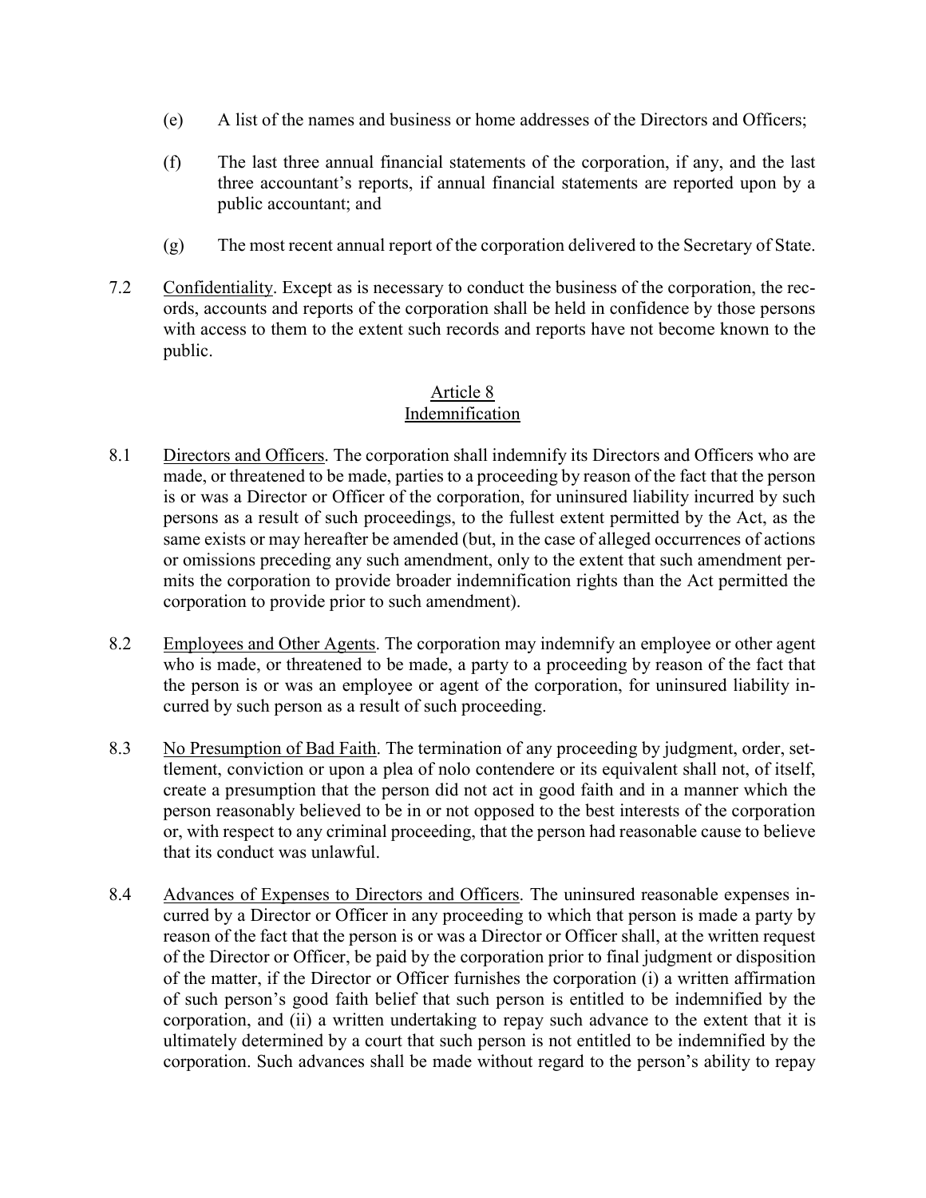(e) A list of the names and business or home addresses of the Directors and Officers;

(f) The last three annual financial statements of the corporation, if any, and the last three accountant's reports, if annual financial statements are reported upon by a public accountant; and

(g) The most recent annual report of the corporation delivered to the Secretary of State.

7.2 Confidentiality. Except as is necessary to conduct the business of the corporation, the records, accounts and reports of the corporation shall be held in confidence by those persons with access to them to the extent such records and reports have not become known to the public.

## Article 8
## Indemnification

8.1 Directors and Officers. The corporation shall indemnify its Directors and Officers who are made, or threatened to be made, parties to a proceeding by reason of the fact that the person is or was a Director or Officer of the corporation, for uninsured liability incurred by such persons as a result of such proceedings, to the fullest extent permitted by the Act, as the same exists or may hereafter be amended (but, in the case of alleged occurrences of actions or omissions preceding any such amendment, only to the extent that such amendment permits the corporation to provide broader indemnification rights than the Act permitted the corporation to provide prior to such amendment).

8.2 Employees and Other Agents. The corporation may indemnify an employee or other agent who is made, or threatened to be made, a party to a proceeding by reason of the fact that the person is or was an employee or agent of the corporation, for uninsured liability incurred by such person as a result of such proceeding.

8.3 No Presumption of Bad Faith. The termination of any proceeding by judgment, order, settlement, conviction or upon a plea of nolo contendere or its equivalent shall not, of itself, create a presumption that the person did not act in good faith and in a manner which the person reasonably believed to be in or not opposed to the best interests of the corporation or, with respect to any criminal proceeding, that the person had reasonable cause to believe that its conduct was unlawful.

8.4 Advances of Expenses to Directors and Officers. The uninsured reasonable expenses incurred by a Director or Officer in any proceeding to which that person is made a party by reason of the fact that the person is or was a Director or Officer shall, at the written request of the Director or Officer, be paid by the corporation prior to final judgment or disposition of the matter, if the Director or Officer furnishes the corporation (i) a written affirmation of such person's good faith belief that such person is entitled to be indemnified by the corporation, and (ii) a written undertaking to repay such advance to the extent that it is ultimately determined by a court that such person is not entitled to be indemnified by the corporation. Such advances shall be made without regard to the person's ability to repay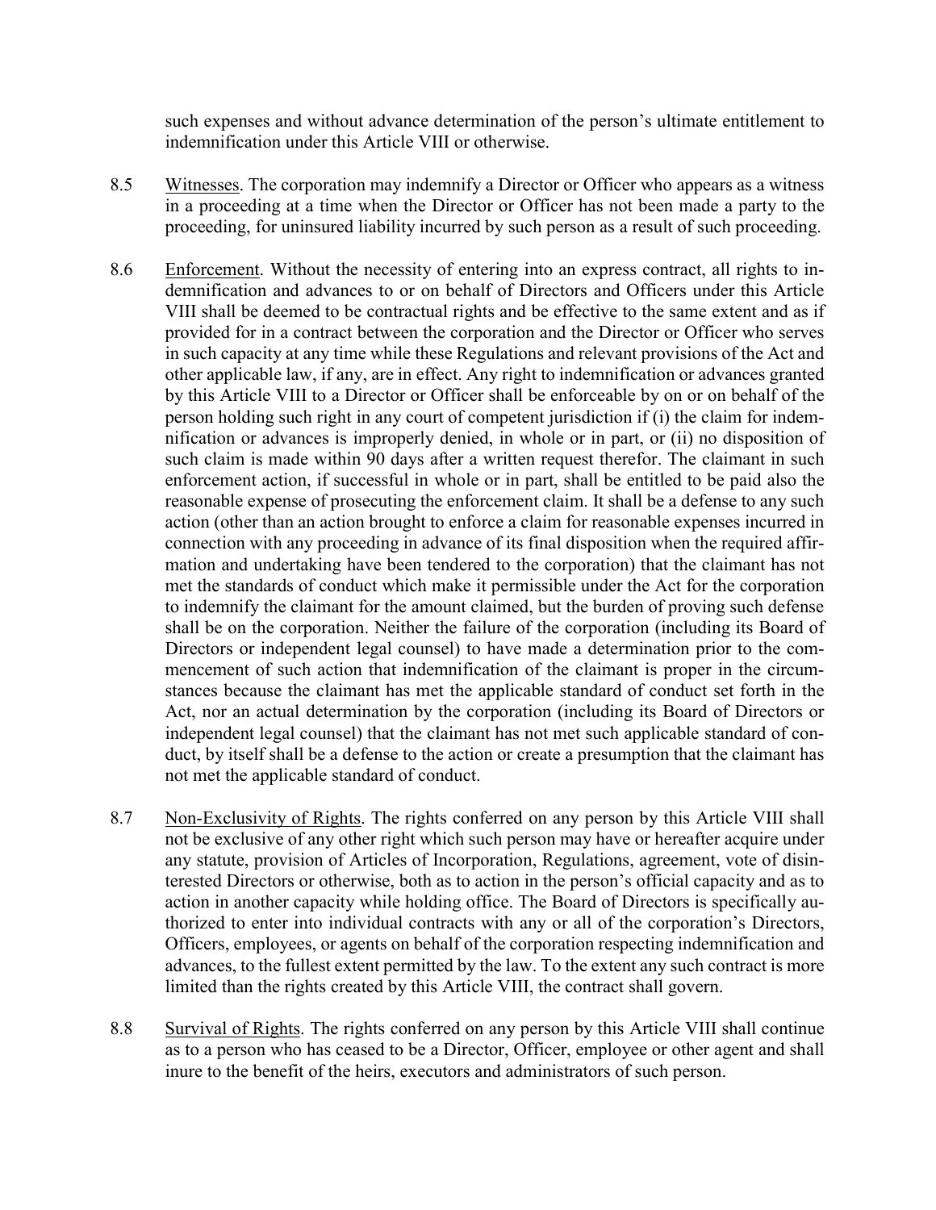such expenses and without advance determination of the person's ultimate entitlement to indemnification under this Article VIII or otherwise.

8.5 Witnesses. The corporation may indemnify a Director or Officer who appears as a witness in a proceeding at a time when the Director or Officer has not been made a party to the proceeding, for uninsured liability incurred by such person as a result of such proceeding.

8.6 Enforcement. Without the necessity of entering into an express contract, all rights to indemnification and advances to or on behalf of Directors and Officers under this Article VIII shall be deemed to be contractual rights and be effective to the same extent and as if provided for in a contract between the corporation and the Director or Officer who serves in such capacity at any time while these Regulations and relevant provisions of the Act and other applicable law, if any, are in effect. Any right to indemnification or advances granted by this Article VIII to a Director or Officer shall be enforceable by on or on behalf of the person holding such right in any court of competent jurisdiction if (i) the claim for indemnification or advances is improperly denied, in whole or in part, or (ii) no disposition of such claim is made within 90 days after a written request therefor. The claimant in such enforcement action, if successful in whole or in part, shall be entitled to be paid also the reasonable expense of prosecuting the enforcement claim. It shall be a defense to any such action (other than an action brought to enforce a claim for reasonable expenses incurred in connection with any proceeding in advance of its final disposition when the required affirmation and undertaking have been tendered to the corporation) that the claimant has not met the standards of conduct which make it permissible under the Act for the corporation to indemnify the claimant for the amount claimed, but the burden of proving such defense shall be on the corporation. Neither the failure of the corporation (including its Board of Directors or independent legal counsel) to have made a determination prior to the commencement of such action that indemnification of the claimant is proper in the circumstances because the claimant has met the applicable standard of conduct set forth in the Act, nor an actual determination by the corporation (including its Board of Directors or independent legal counsel) that the claimant has not met such applicable standard of conduct, by itself shall be a defense to the action or create a presumption that the claimant has not met the applicable standard of conduct.

8.7 Non-Exclusivity of Rights. The rights conferred on any person by this Article VIII shall not be exclusive of any other right which such person may have or hereafter acquire under any statute, provision of Articles of Incorporation, Regulations, agreement, vote of disinterested Directors or otherwise, both as to action in the person's official capacity and as to action in another capacity while holding office. The Board of Directors is specifically authorized to enter into individual contracts with any or all of the corporation's Directors, Officers, employees, or agents on behalf of the corporation respecting indemnification and advances, to the fullest extent permitted by the law. To the extent any such contract is more limited than the rights created by this Article VIII, the contract shall govern.

8.8 Survival of Rights. The rights conferred on any person by this Article VIII shall continue as to a person who has ceased to be a Director, Officer, employee or other agent and shall inure to the benefit of the heirs, executors and administrators of such person.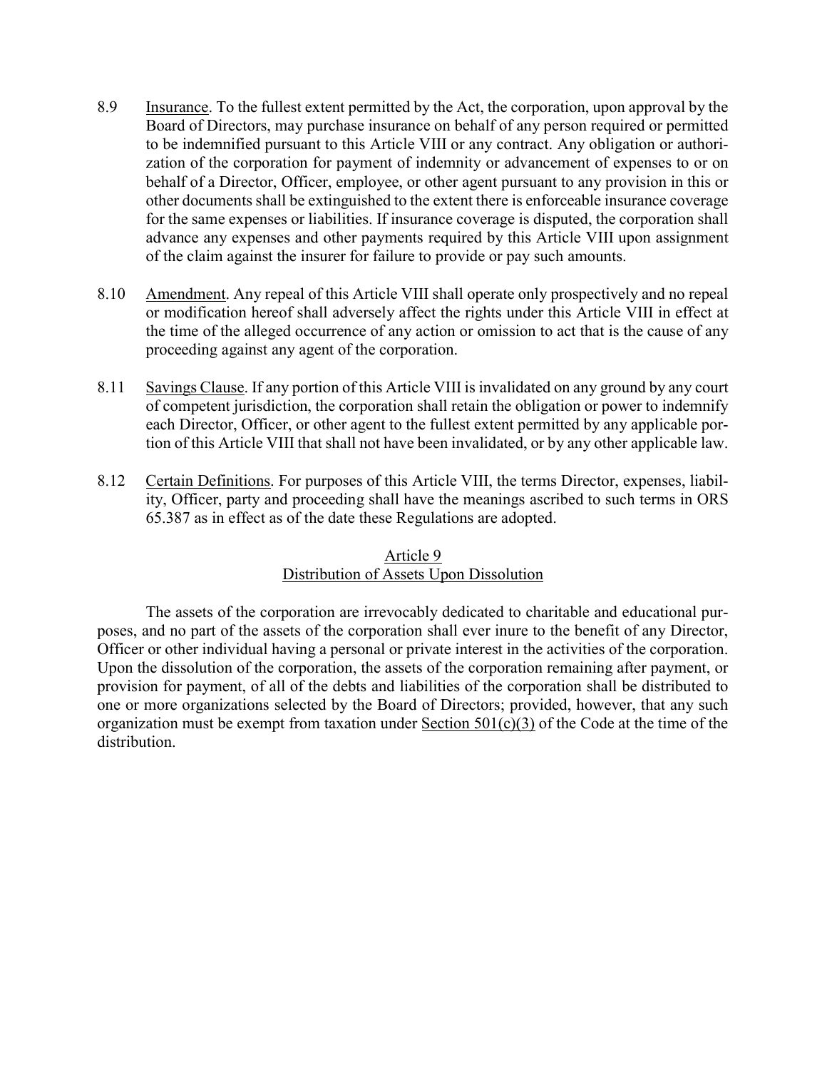8.9 Insurance. To the fullest extent permitted by the Act, the corporation, upon approval by the Board of Directors, may purchase insurance on behalf of any person required or permitted to be indemnified pursuant to this Article VIII or any contract. Any obligation or authorization of the corporation for payment of indemnity or advancement of expenses to or on behalf of a Director, Officer, employee, or other agent pursuant to any provision in this or other documents shall be extinguished to the extent there is enforceable insurance coverage for the same expenses or liabilities. If insurance coverage is disputed, the corporation shall advance any expenses and other payments required by this Article VIII upon assignment of the claim against the insurer for failure to provide or pay such amounts.

8.10 Amendment. Any repeal of this Article VIII shall operate only prospectively and no repeal or modification hereof shall adversely affect the rights under this Article VIII in effect at the time of the alleged occurrence of any action or omission to act that is the cause of any proceeding against any agent of the corporation.

8.11 Savings Clause. If any portion of this Article VIII is invalidated on any ground by any court of competent jurisdiction, the corporation shall retain the obligation or power to indemnify each Director, Officer, or other agent to the fullest extent permitted by any applicable portion of this Article VIII that shall not have been invalidated, or by any other applicable law.

8.12 Certain Definitions. For purposes of this Article VIII, the terms Director, expenses, liability, Officer, party and proceeding shall have the meanings ascribed to such terms in ORS 65.387 as in effect as of the date these Regulations are adopted.

## Article 9
## Distribution of Assets Upon Dissolution

The assets of the corporation are irrevocably dedicated to charitable and educational purposes, and no part of the assets of the corporation shall ever inure to the benefit of any Director, Officer or other individual having a personal or private interest in the activities of the corporation. Upon the dissolution of the corporation, the assets of the corporation remaining after payment, or provision for payment, of all of the debts and liabilities of the corporation shall be distributed to one or more organizations selected by the Board of Directors; provided, however, that any such organization must be exempt from taxation under Section 501(c)(3) of the Code at the time of the distribution.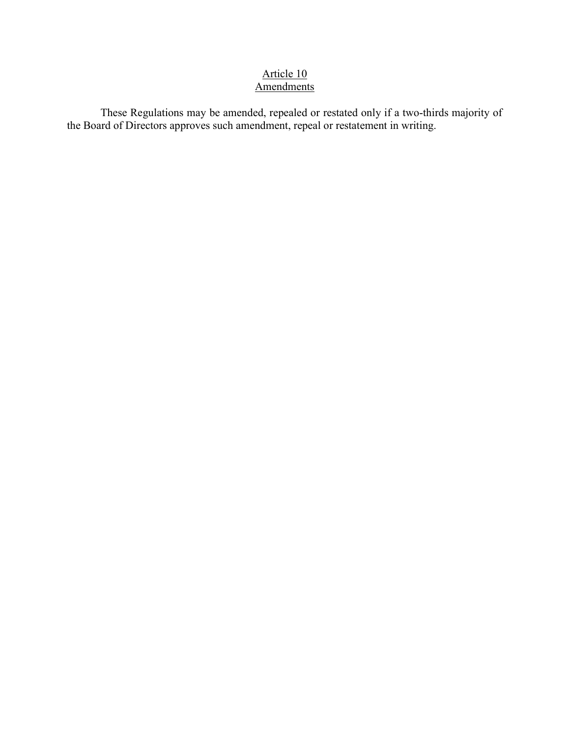## Article 10
## Amendments

These Regulations may be amended, repealed or restated only if a two-thirds majority of the Board of Directors approves such amendment, repeal or restatement in writing.